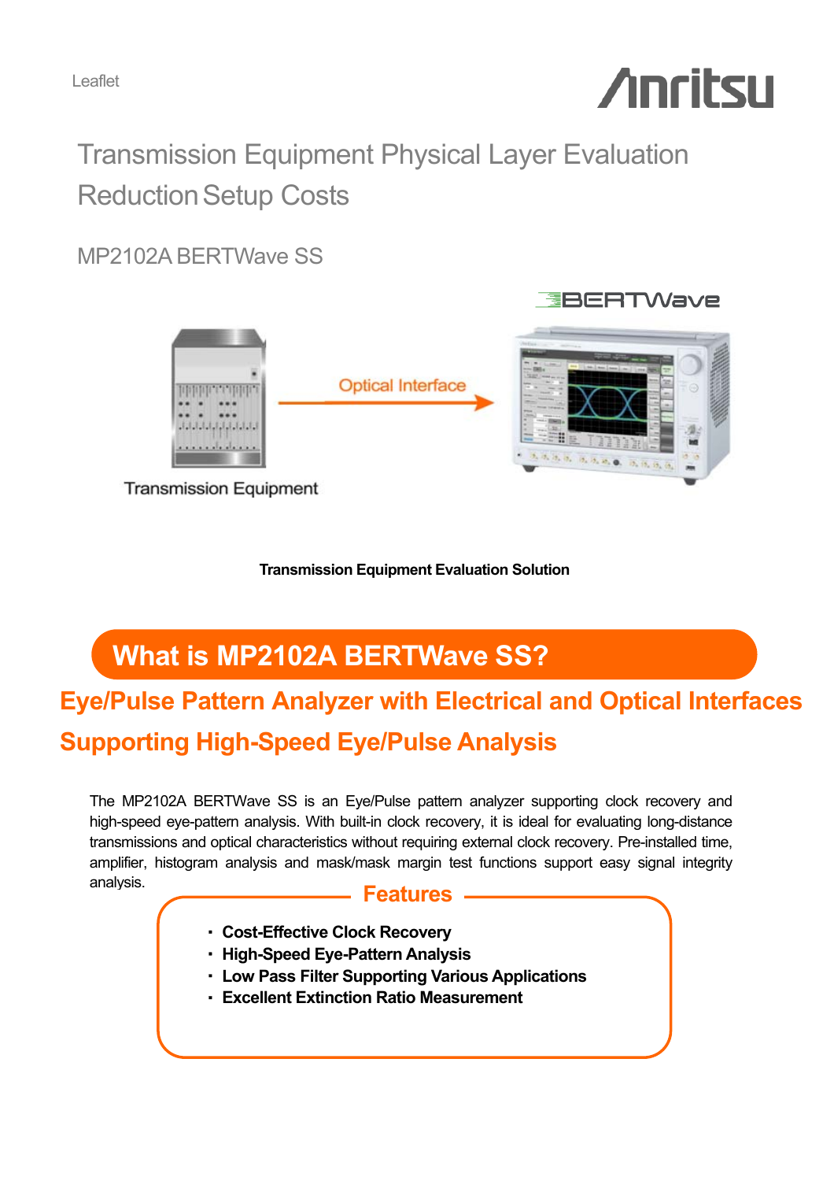Leaflet

# Transmission Equipment Physical Layer Evaluation Reduction Setup Costs

## MP2102A BERTWave SS

Transmission Equipment Evaluation Solution

## What is MP2102A BERTWave SS?

### Eye/Pulse Pattern Analyzer with Electrical and Optical Interfaces Supporting High-Speed Eye/Pulse Analysis

The MP2102A BERTWave SS is an Eye/Pulse pattern analyzer supporting clock recovery and high-speed eye-pattern analysis. With built-in clock recovery, it is ideal for evaluating long-distance transmissions and optical characteristics without requiring external clock recovery. Pre-installed time, amplifier, histogram analysis and mask/mask margin test functions support easy signal integrity analysis.

### Features

- **Cost-Effective Clock Recovery**
- **High-Speed Eye-Pattern Analysis**
- **Low Pass Filter Supporting Various Applications**
- **Excellent Extinction Ratio Measurement**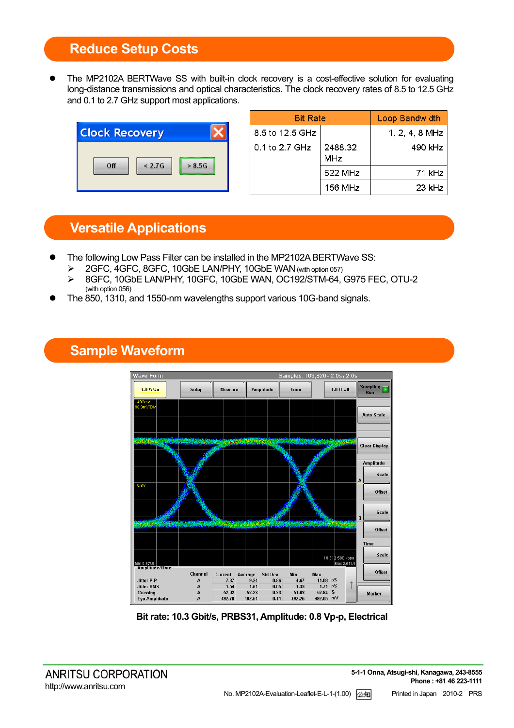## Reduce Setup Costs

- The MP2102A BERTWave SS with built-in clock recovery is a cost-effective solution for evaluating long-distance transmissions and optical characteristics. The clock recovery rates of 8.5 to 12.5 GHz and 0.1 to 2.7 GHz support most applications.

Clock Recovery

Off  < 2.7G  > 8.5G

| Bit Rate | | Loop Bandwidth |
|---|---|---|
| 8.5 to 12.5 GHz | | 1, 2, 4, 8 MHz |
| 0.1 to 2.7 GHz | 2488.32 MHz | 490 kHz |
| | 622 MHz | 71 kHz |
| | 156 MHz | 23 kHz |

## Versatile Applications

- The following Low Pass Filter can be installed in the MP2102A BERTWave SS:
  - 2GFC, 4GFC, 8GFC, 10GbE LAN/PHY, 10GbE WAN (with option 057)
  - 8GFC, 10GbE LAN/PHY, 10GFC, 10GbE WAN, OC192/STM-64, G975 FEC, OTU-2 (with option 056)
- The 850, 1310, and 1550-nm wavelengths support various 10G-band signals.

## Sample Waveform

Wave Form    Samples: 163,820 - 2.0s / 2.0s

CH A On  Setup  Measure  Amplitude  Time  CH B Off  Sampling Run

Auto Scale  Clear Display  Amplitude  A Scale  Offset  B Scale  Offset  Time  Scale  Offset  Marker

+492mV
98.3mV/Div
+0mV
Min 0.57UI
10 312 500 kbps
Max 2.57UI

Amplitude/Time

| | Channel | Current | Average | Std Dev | Min | Max | |
|---|---|---|---|---|---|---|---|
| Jitter P-P | A | 7.87 | 9.24 | 0.86 | 4.67 | 11.08 | pS |
| Jitter RMS | A | 1.54 | 1.61 | 0.05 | 1.33 | 1.71 | pS |
| Crossing | A | 52.02 | 52.23 | 0.23 | 51.63 | 52.84 | % |
| Eye Amplitude | A | 492.70 | 492.64 | 0.11 | 492.26 | 492.85 | mV |

**Bit rate: 10.3 Gbit/s, PRBS31, Amplitude: 0.8 Vp-p, Electrical**

ANRITSU CORPORATION
http://www.anritsu.com

5-1-1 Onna, Atsugi-shi, Kanagawa, 243-8555
Phone : +81 46 223-1111

No. MP2102A-Evaluation-Leaflet-E-L-1-(1.00) 公知 Printed in Japan 2010-2 PRS